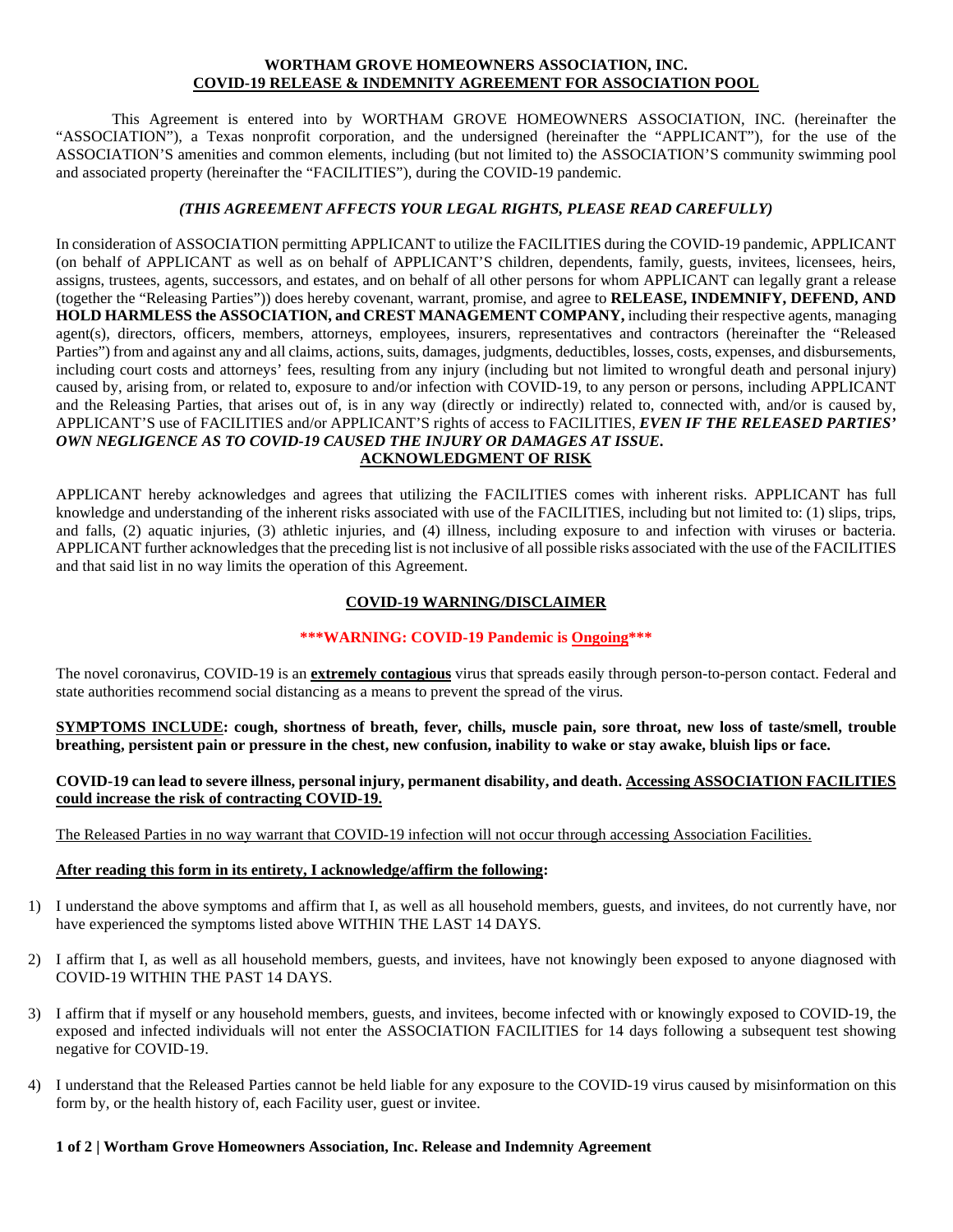**WORTHAM GROVE HOMEOWNERS ASSOCIATION, INC.**
**COVID-19 RELEASE & INDEMNITY AGREEMENT FOR ASSOCIATION POOL**

This Agreement is entered into by WORTHAM GROVE HOMEOWNERS ASSOCIATION, INC. (hereinafter the "ASSOCIATION"), a Texas nonprofit corporation, and the undersigned (hereinafter the "APPLICANT"), for the use of the ASSOCIATION'S amenities and common elements, including (but not limited to) the ASSOCIATION'S community swimming pool and associated property (hereinafter the "FACILITIES"), during the COVID-19 pandemic.

***(THIS AGREEMENT AFFECTS YOUR LEGAL RIGHTS, PLEASE READ CAREFULLY)***

In consideration of ASSOCIATION permitting APPLICANT to utilize the FACILITIES during the COVID-19 pandemic, APPLICANT (on behalf of APPLICANT as well as on behalf of APPLICANT'S children, dependents, family, guests, invitees, licensees, heirs, assigns, trustees, agents, successors, and estates, and on behalf of all other persons for whom APPLICANT can legally grant a release (together the "Releasing Parties")) does hereby covenant, warrant, promise, and agree to **RELEASE, INDEMNIFY, DEFEND, AND HOLD HARMLESS the ASSOCIATION, and CREST MANAGEMENT COMPANY,** including their respective agents, managing agent(s), directors, officers, members, attorneys, employees, insurers, representatives and contractors (hereinafter the "Released Parties") from and against any and all claims, actions, suits, damages, judgments, deductibles, losses, costs, expenses, and disbursements, including court costs and attorneys' fees, resulting from any injury (including but not limited to wrongful death and personal injury) caused by, arising from, or related to, exposure to and/or infection with COVID-19, to any person or persons, including APPLICANT and the Releasing Parties, that arises out of, is in any way (directly or indirectly) related to, connected with, and/or is caused by, APPLICANT'S use of FACILITIES and/or APPLICANT'S rights of access to FACILITIES, ***EVEN IF THE RELEASED PARTIES' OWN NEGLIGENCE AS TO COVID-19 CAUSED THE INJURY OR DAMAGES AT ISSUE.***

**ACKNOWLEDGMENT OF RISK**

APPLICANT hereby acknowledges and agrees that utilizing the FACILITIES comes with inherent risks. APPLICANT has full knowledge and understanding of the inherent risks associated with use of the FACILITIES, including but not limited to: (1) slips, trips, and falls, (2) aquatic injuries, (3) athletic injuries, and (4) illness, including exposure to and infection with viruses or bacteria. APPLICANT further acknowledges that the preceding list is not inclusive of all possible risks associated with the use of the FACILITIES and that said list in no way limits the operation of this Agreement.

**COVID-19 WARNING/DISCLAIMER**

**\*\*\*WARNING: COVID-19 Pandemic is Ongoing\*\*\***

The novel coronavirus, COVID-19 is an **extremely contagious** virus that spreads easily through person-to-person contact. Federal and state authorities recommend social distancing as a means to prevent the spread of the virus.

**SYMPTOMS INCLUDE: cough, shortness of breath, fever, chills, muscle pain, sore throat, new loss of taste/smell, trouble breathing, persistent pain or pressure in the chest, new confusion, inability to wake or stay awake, bluish lips or face.**

**COVID-19 can lead to severe illness, personal injury, permanent disability, and death. Accessing ASSOCIATION FACILITIES could increase the risk of contracting COVID-19.**

The Released Parties in no way warrant that COVID-19 infection will not occur through accessing Association Facilities.

**After reading this form in its entirety, I acknowledge/affirm the following:**

1) I understand the above symptoms and affirm that I, as well as all household members, guests, and invitees, do not currently have, nor have experienced the symptoms listed above WITHIN THE LAST 14 DAYS.
2) I affirm that I, as well as all household members, guests, and invitees, have not knowingly been exposed to anyone diagnosed with COVID-19 WITHIN THE PAST 14 DAYS.
3) I affirm that if myself or any household members, guests, and invitees, become infected with or knowingly exposed to COVID-19, the exposed and infected individuals will not enter the ASSOCIATION FACILITIES for 14 days following a subsequent test showing negative for COVID-19.
4) I understand that the Released Parties cannot be held liable for any exposure to the COVID-19 virus caused by misinformation on this form by, or the health history of, each Facility user, guest or invitee.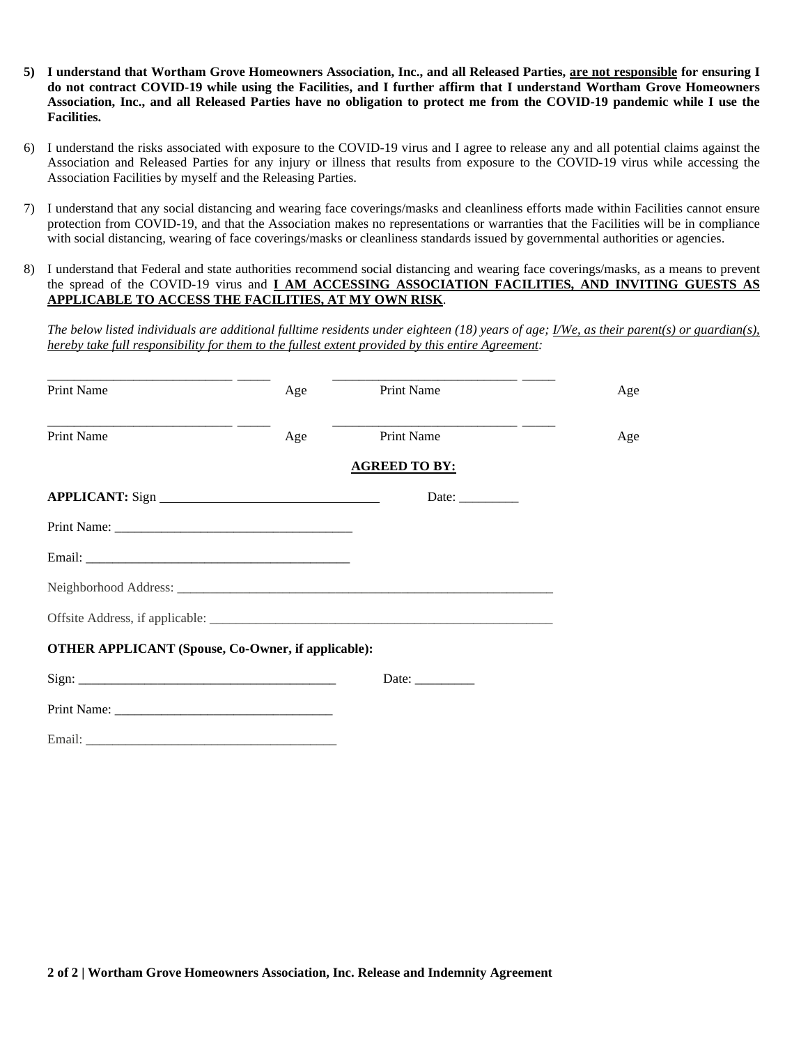5) **I understand that Wortham Grove Homeowners Association, Inc., and all Released Parties, <u>are not responsible</u> for ensuring I do not contract COVID-19 while using the Facilities, and I further affirm that I understand Wortham Grove Homeowners Association, Inc., and all Released Parties have no obligation to protect me from the COVID-19 pandemic while I use the Facilities.**

6) I understand the risks associated with exposure to the COVID-19 virus and I agree to release any and all potential claims against the Association and Released Parties for any injury or illness that results from exposure to the COVID-19 virus while accessing the Association Facilities by myself and the Releasing Parties.

7) I understand that any social distancing and wearing face coverings/masks and cleanliness efforts made within Facilities cannot ensure protection from COVID-19, and that the Association makes no representations or warranties that the Facilities will be in compliance with social distancing, wearing of face coverings/masks or cleanliness standards issued by governmental authorities or agencies.

8) I understand that Federal and state authorities recommend social distancing and wearing face coverings/masks, as a means to prevent the spread of the COVID-19 virus and **<u>I AM ACCESSING ASSOCIATION FACILITIES, AND INVITING GUESTS AS APPLICABLE TO ACCESS THE FACILITIES, AT MY OWN RISK</u>**.

*The below listed individuals are additional fulltime residents under eighteen (18) years of age; <u>I/We, as their parent(s) or guardian(s), hereby take full responsibility for them to the fullest extent provided by this entire Agreement</u>:*

| | | | |
|---|---|---|---|
| ____________________________ | _____ | ____________________________ | _____ |
| Print Name | Age | Print Name | Age |
| ____________________________ | _____ | ____________________________ | _____ |
| Print Name | Age | Print Name | Age |

**<u>AGREED TO BY:</u>**

**APPLICANT:** Sign ________________________________ Date: _________

Print Name: ____________________________________

Email: ________________________________________

Neighborhood Address: ____________________________________________________________

Offsite Address, if applicable: _______________________________________________________

**OTHER APPLICANT (Spouse, Co-Owner, if applicable):**

Sign: _______________________________________ Date: _________

Print Name: _________________________________

Email: ______________________________________